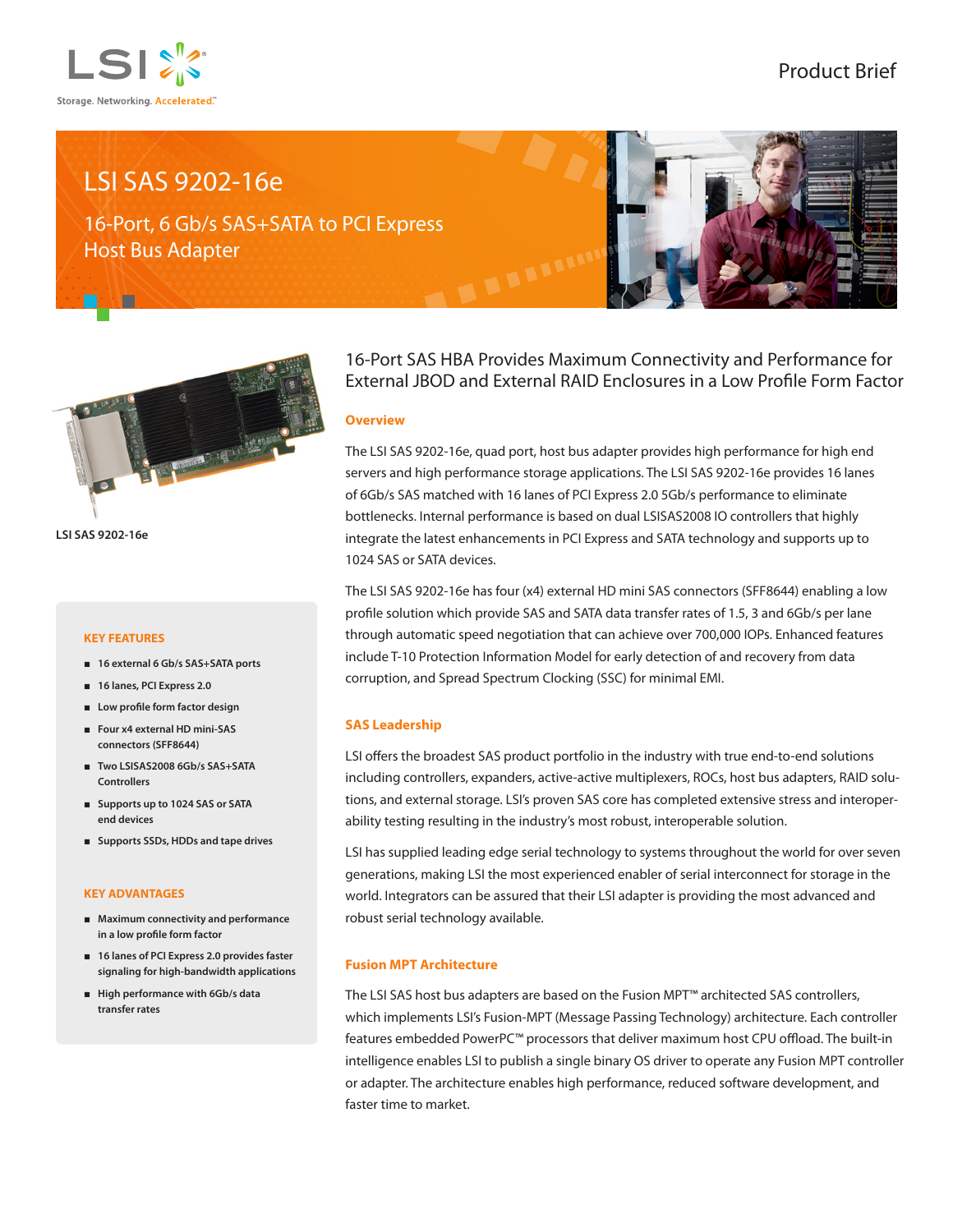LSI

Storage. Networking. Accelerated.™

Product Brief

# LSI SAS 9202-16e

## 16-Port, 6 Gb/s SAS+SATA to PCI Express Host Bus Adapter

LSI SAS 9202-16e

## 16-Port SAS HBA Provides Maximum Connectivity and Performance for External JBOD and External RAID Enclosures in a Low Profile Form Factor

### Overview

The LSI SAS 9202-16e, quad port, host bus adapter provides high performance for high end servers and high performance storage applications. The LSI SAS 9202-16e provides 16 lanes of 6Gb/s SAS matched with 16 lanes of PCI Express 2.0 5Gb/s performance to eliminate bottlenecks. Internal performance is based on dual LSISAS2008 IO controllers that highly integrate the latest enhancements in PCI Express and SATA technology and supports up to 1024 SAS or SATA devices.

The LSI SAS 9202-16e has four (x4) external HD mini SAS connectors (SFF8644) enabling a low profile solution which provide SAS and SATA data transfer rates of 1.5, 3 and 6Gb/s per lane through automatic speed negotiation that can achieve over 700,000 IOPs. Enhanced features include T-10 Protection Information Model for early detection of and recovery from data corruption, and Spread Spectrum Clocking (SSC) for minimal EMI.

### SAS Leadership

LSI offers the broadest SAS product portfolio in the industry with true end-to-end solutions including controllers, expanders, active-active multiplexers, ROCs, host bus adapters, RAID solutions, and external storage. LSI's proven SAS core has completed extensive stress and interoperability testing resulting in the industry's most robust, interoperable solution.

LSI has supplied leading edge serial technology to systems throughout the world for over seven generations, making LSI the most experienced enabler of serial interconnect for storage in the world. Integrators can be assured that their LSI adapter is providing the most advanced and robust serial technology available.

### Fusion MPT Architecture

The LSI SAS host bus adapters are based on the Fusion MPT™ architected SAS controllers, which implements LSI's Fusion-MPT (Message Passing Technology) architecture. Each controller features embedded PowerPC™ processors that deliver maximum host CPU offload. The built-in intelligence enables LSI to publish a single binary OS driver to operate any Fusion MPT controller or adapter. The architecture enables high performance, reduced software development, and faster time to market.

### KEY FEATURES

- 16 external 6 Gb/s SAS+SATA ports
- 16 lanes, PCI Express 2.0
- Low profile form factor design
- Four x4 external HD mini-SAS connectors (SFF8644)
- Two LSISAS2008 6Gb/s SAS+SATA Controllers
- Supports up to 1024 SAS or SATA end devices
- Supports SSDs, HDDs and tape drives

### KEY ADVANTAGES

- Maximum connectivity and performance in a low profile form factor
- 16 lanes of PCI Express 2.0 provides faster signaling for high-bandwidth applications
- High performance with 6Gb/s data transfer rates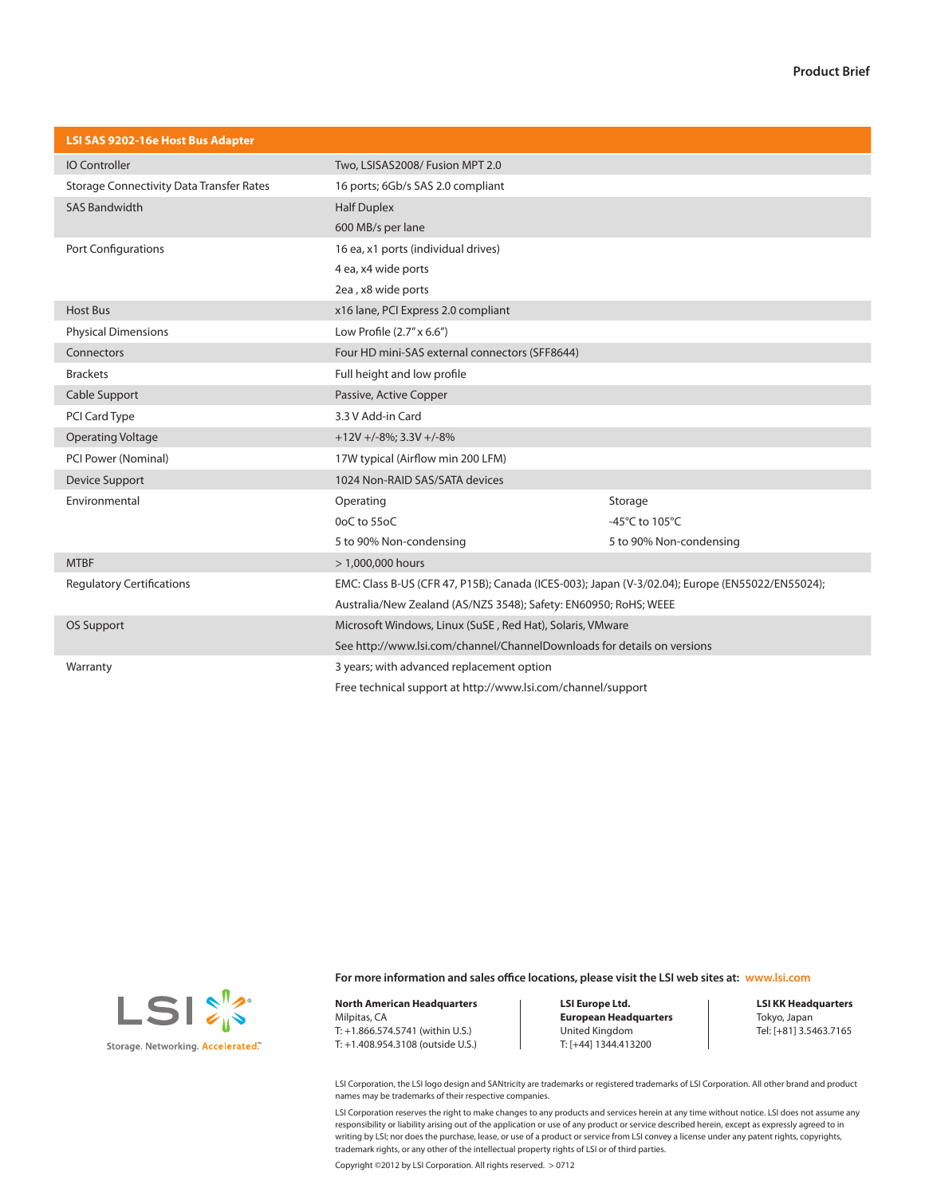| LSI SAS 9202-16e Host Bus Adapter | | |
|---|---|---|
| IO Controller | Two, LSISAS2008/ Fusion MPT 2.0 | |
| Storage Connectivity Data Transfer Rates | 16 ports; 6Gb/s SAS 2.0 compliant | |
| SAS Bandwidth | Half Duplex<br>600 MB/s per lane | |
| Port Configurations | 16 ea, x1 ports (individual drives)<br>4 ea, x4 wide ports<br>2ea , x8 wide ports | |
| Host Bus | x16 lane, PCI Express 2.0 compliant | |
| Physical Dimensions | Low Profile (2.7" x 6.6") | |
| Connectors | Four HD mini-SAS external connectors (SFF8644) | |
| Brackets | Full height and low profile | |
| Cable Support | Passive, Active Copper | |
| PCI Card Type | 3.3 V Add-in Card | |
| Operating Voltage | +12V +/-8%; 3.3V +/-8% | |
| PCI Power (Nominal) | 17W typical (Airflow min 200 LFM) | |
| Device Support | 1024 Non-RAID SAS/SATA devices | |
| Environmental | Operating<br>0oC to 55oC<br>5 to 90% Non-condensing | Storage<br>-45°C to 105°C<br>5 to 90% Non-condensing |
| MTBF | > 1,000,000 hours | |
| Regulatory Certifications | EMC: Class B-US (CFR 47, P15B); Canada (ICES-003); Japan (V-3/02.04); Europe (EN55022/EN55024); Australia/New Zealand (AS/NZS 3548); Safety: EN60950; RoHS; WEEE | |
| OS Support | Microsoft Windows, Linux (SuSE , Red Hat), Solaris, VMware<br>See http://www.lsi.com/channel/ChannelDownloads for details on versions | |
| Warranty | 3 years; with advanced replacement option<br>Free technical support at http://www.lsi.com/channel/support | |

LSI — Storage. Networking. Accelerated.™

**For more information and sales office locations, please visit the LSI web sites at: www.lsi.com**

**North American Headquarters**
Milpitas, CA
T: +1.866.574.5741 (within U.S.)
T: +1.408.954.3108 (outside U.S.)

**LSI Europe Ltd.**
**European Headquarters**
United Kingdom
T: [+44] 1344.413200

**LSI KK Headquarters**
Tokyo, Japan
Tel: [+81] 3.5463.7165

LSI Corporation, the LSI logo design and SANtricity are trademarks or registered trademarks of LSI Corporation. All other brand and product names may be trademarks of their respective companies.

LSI Corporation reserves the right to make changes to any products and services herein at any time without notice. LSI does not assume any responsibility or liability arising out of the application or use of any product or service described herein, except as expressly agreed to in writing by LSI; nor does the purchase, lease, or use of a product or service from LSI convey a license under any patent rights, copyrights, trademark rights, or any other of the intellectual property rights of LSI or of third parties.

Copyright ©2012 by LSI Corporation. All rights reserved. > 0712